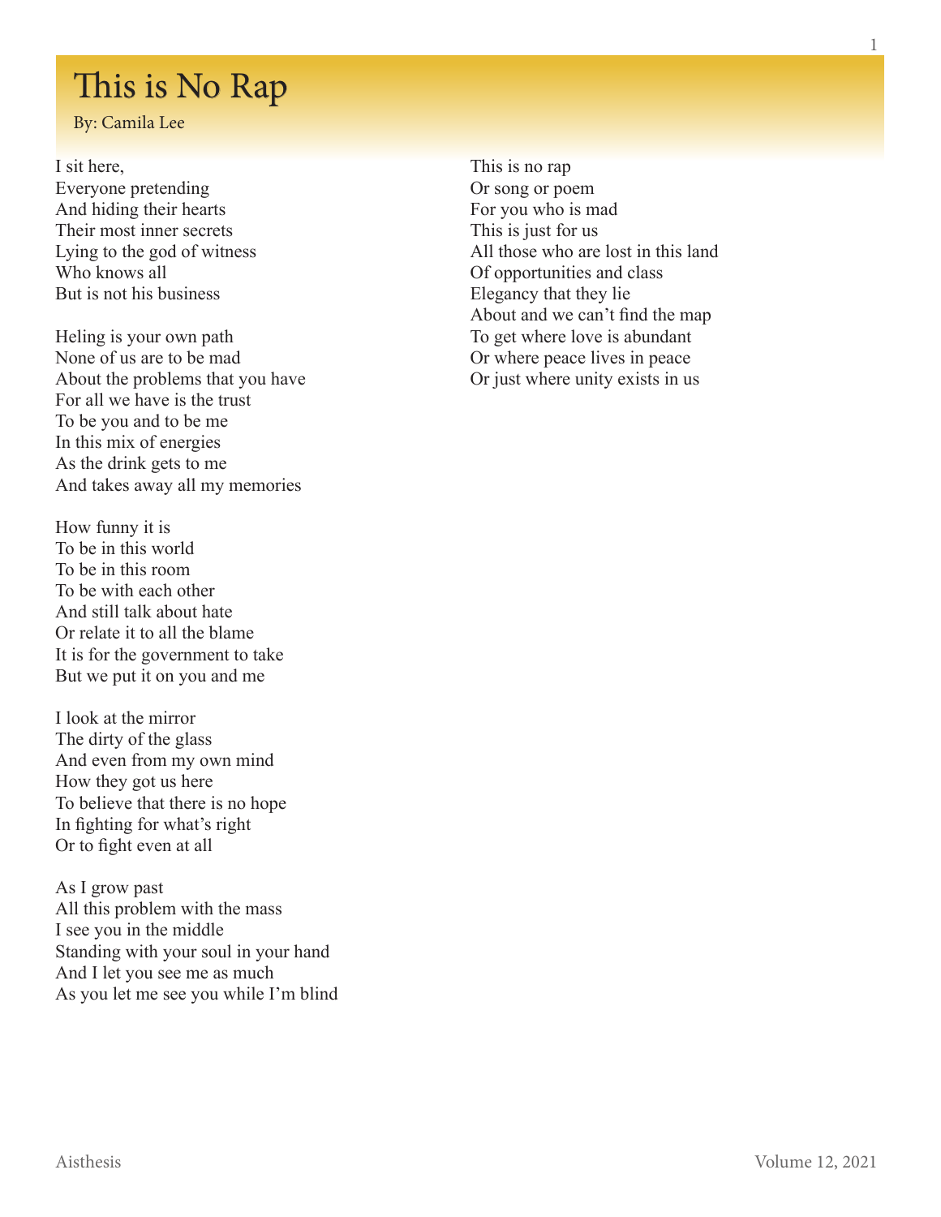# This is No Rap

By: Camila Lee

I sit here,
Everyone pretending
And hiding their hearts
Their most inner secrets
Lying to the god of witness
Who knows all
But is not his business

Heling is your own path
None of us are to be mad
About the problems that you have
For all we have is the trust
To be you and to be me
In this mix of energies
As the drink gets to me
And takes away all my memories

How funny it is
To be in this world
To be in this room
To be with each other
And still talk about hate
Or relate it to all the blame
It is for the government to take
But we put it on you and me

I look at the mirror
The dirty of the glass
And even from my own mind
How they got us here
To believe that there is no hope
In fighting for what's right
Or to fight even at all

As I grow past
All this problem with the mass
I see you in the middle
Standing with your soul in your hand
And I let you see me as much
As you let me see you while I'm blind

This is no rap
Or song or poem
For you who is mad
This is just for us
All those who are lost in this land
Of opportunities and class
Elegancy that they lie
About and we can't find the map
To get where love is abundant
Or where peace lives in peace
Or just where unity exists in us